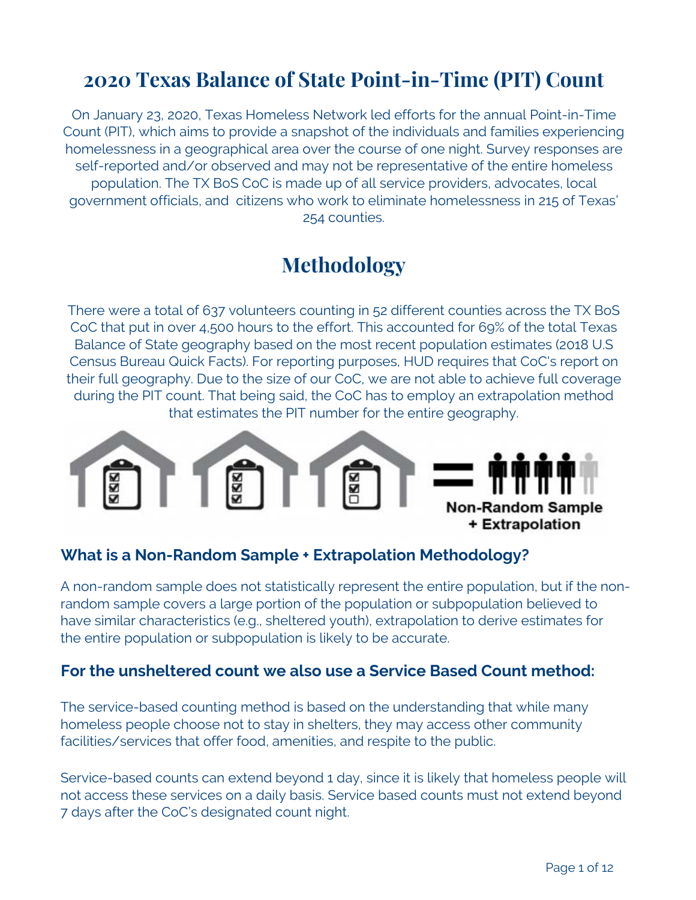# 2020 Texas Balance of State Point-in-Time (PIT) Count

On January 23, 2020, Texas Homeless Network led efforts for the annual Point-in-Time Count (PIT), which aims to provide a snapshot of the individuals and families experiencing homelessness in a geographical area over the course of one night. Survey responses are self-reported and/or observed and may not be representative of the entire homeless population. The TX BoS CoC is made up of all service providers, advocates, local government officials, and citizens who work to eliminate homelessness in 215 of Texas' 254 counties.

# Methodology

There were a total of 637 volunteers counting in 52 different counties across the TX BoS CoC that put in over 4,500 hours to the effort. This accounted for 69% of the total Texas Balance of State geography based on the most recent population estimates (2018 U.S Census Bureau Quick Facts). For reporting purposes, HUD requires that CoC's report on their full geography. Due to the size of our CoC, we are not able to achieve full coverage during the PIT count. That being said, the CoC has to employ an extrapolation method that estimates the PIT number for the entire geography.

Non-Random Sample + Extrapolation

### What is a Non-Random Sample + Extrapolation Methodology?

A non-random sample does not statistically represent the entire population, but if the non-random sample covers a large portion of the population or subpopulation believed to have similar characteristics (e.g., sheltered youth), extrapolation to derive estimates for the entire population or subpopulation is likely to be accurate.

### For the unsheltered count we also use a Service Based Count method:

The service-based counting method is based on the understanding that while many homeless people choose not to stay in shelters, they may access other community facilities/services that offer food, amenities, and respite to the public.

Service-based counts can extend beyond 1 day, since it is likely that homeless people will not access these services on a daily basis. Service based counts must not extend beyond 7 days after the CoC's designated count night.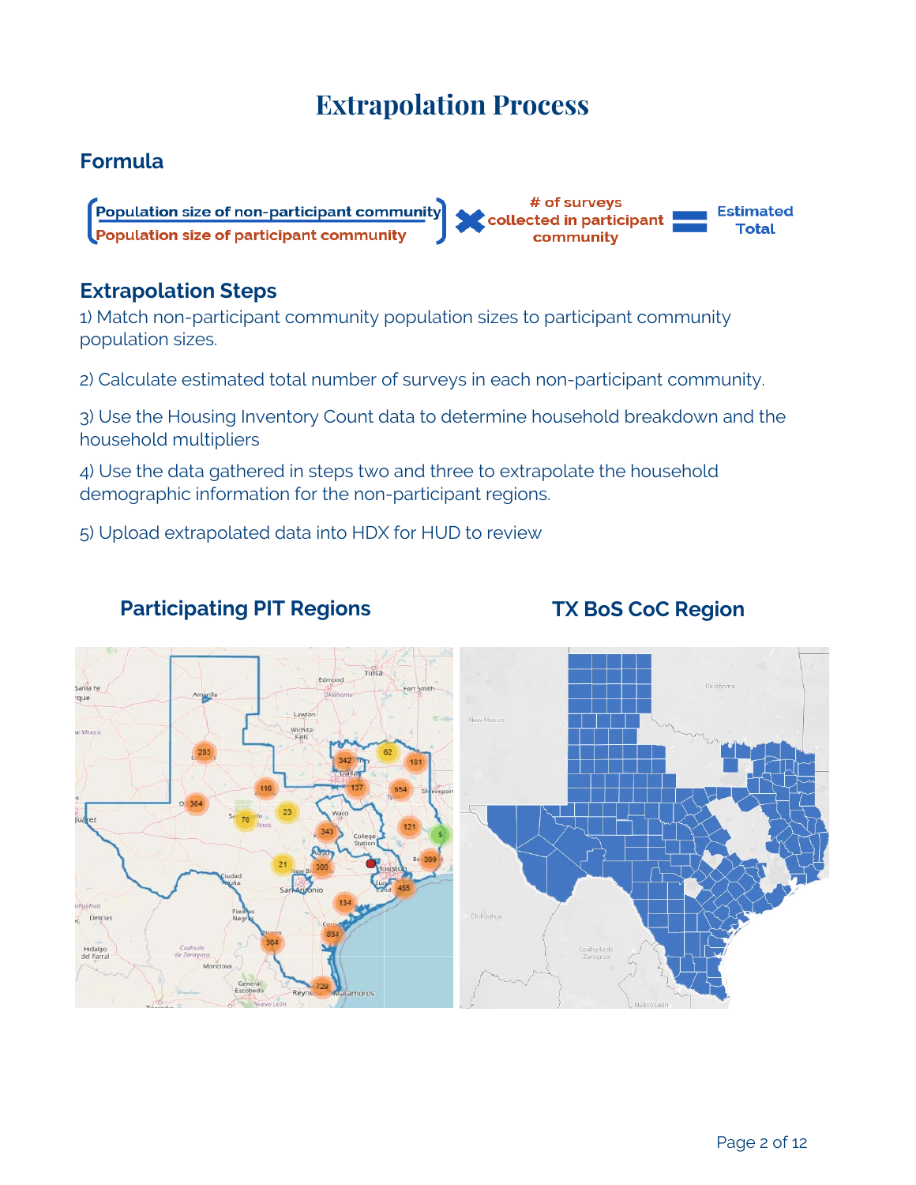# Extrapolation Process

## Formula

$$\left(\frac{\text{Population size of non-participant community}}{\text{Population size of participant community}}\right) \times \text{\# of surveys collected in participant community} = \text{Estimated Total}$$

## Extrapolation Steps

1) Match non-participant community population sizes to participant community population sizes.

2) Calculate estimated total number of surveys in each non-participant community.

3) Use the Housing Inventory Count data to determine household breakdown and the household multipliers

4) Use the data gathered in steps two and three to extrapolate the household demographic information for the non-participant regions.

5) Upload extrapolated data into HDX for HUD to review

### Participating PIT Regions

### TX BoS CoC Region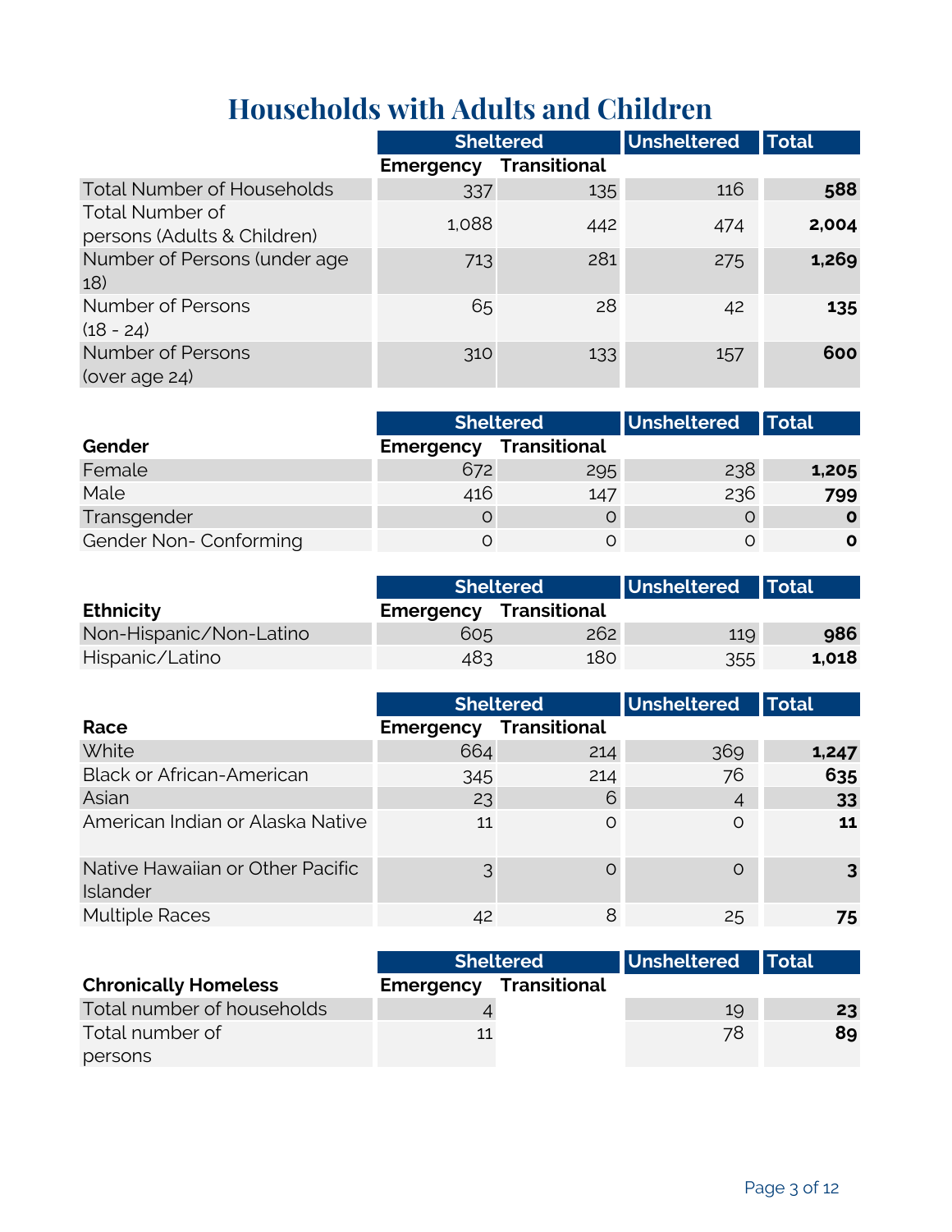# Households with Adults and Children

| | Sheltered | | Unsheltered | Total |
|---|---|---|---|---|
| | Emergency | Transitional | | |
| Total Number of Households | 337 | 135 | 116 | **588** |
| Total Number of persons (Adults & Children) | 1,088 | 442 | 474 | **2,004** |
| Number of Persons (under age 18) | 713 | 281 | 275 | **1,269** |
| Number of Persons (18 - 24) | 65 | 28 | 42 | **135** |
| Number of Persons (over age 24) | 310 | 133 | 157 | **600** |

| | Sheltered | | Unsheltered | Total |
|---|---|---|---|---|
| **Gender** | Emergency | Transitional | | |
| Female | 672 | 295 | 238 | **1,205** |
| Male | 416 | 147 | 236 | **799** |
| Transgender | 0 | 0 | 0 | **0** |
| Gender Non- Conforming | 0 | 0 | 0 | **0** |

| | Sheltered | | Unsheltered | Total |
|---|---|---|---|---|
| **Ethnicity** | Emergency | Transitional | | |
| Non-Hispanic/Non-Latino | 605 | 262 | 119 | **986** |
| Hispanic/Latino | 483 | 180 | 355 | **1,018** |

| | Sheltered | | Unsheltered | Total |
|---|---|---|---|---|
| **Race** | Emergency | Transitional | | |
| White | 664 | 214 | 369 | **1,247** |
| Black or African-American | 345 | 214 | 76 | **635** |
| Asian | 23 | 6 | 4 | **33** |
| American Indian or Alaska Native | 11 | 0 | 0 | **11** |
| Native Hawaiian or Other Pacific Islander | 3 | 0 | 0 | **3** |
| Multiple Races | 42 | 8 | 25 | **75** |

| | Sheltered | | Unsheltered | Total |
|---|---|---|---|---|
| **Chronically Homeless** | Emergency | Transitional | | |
| Total number of households | 4 | | 19 | **23** |
| Total number of persons | 11 | | 78 | **89** |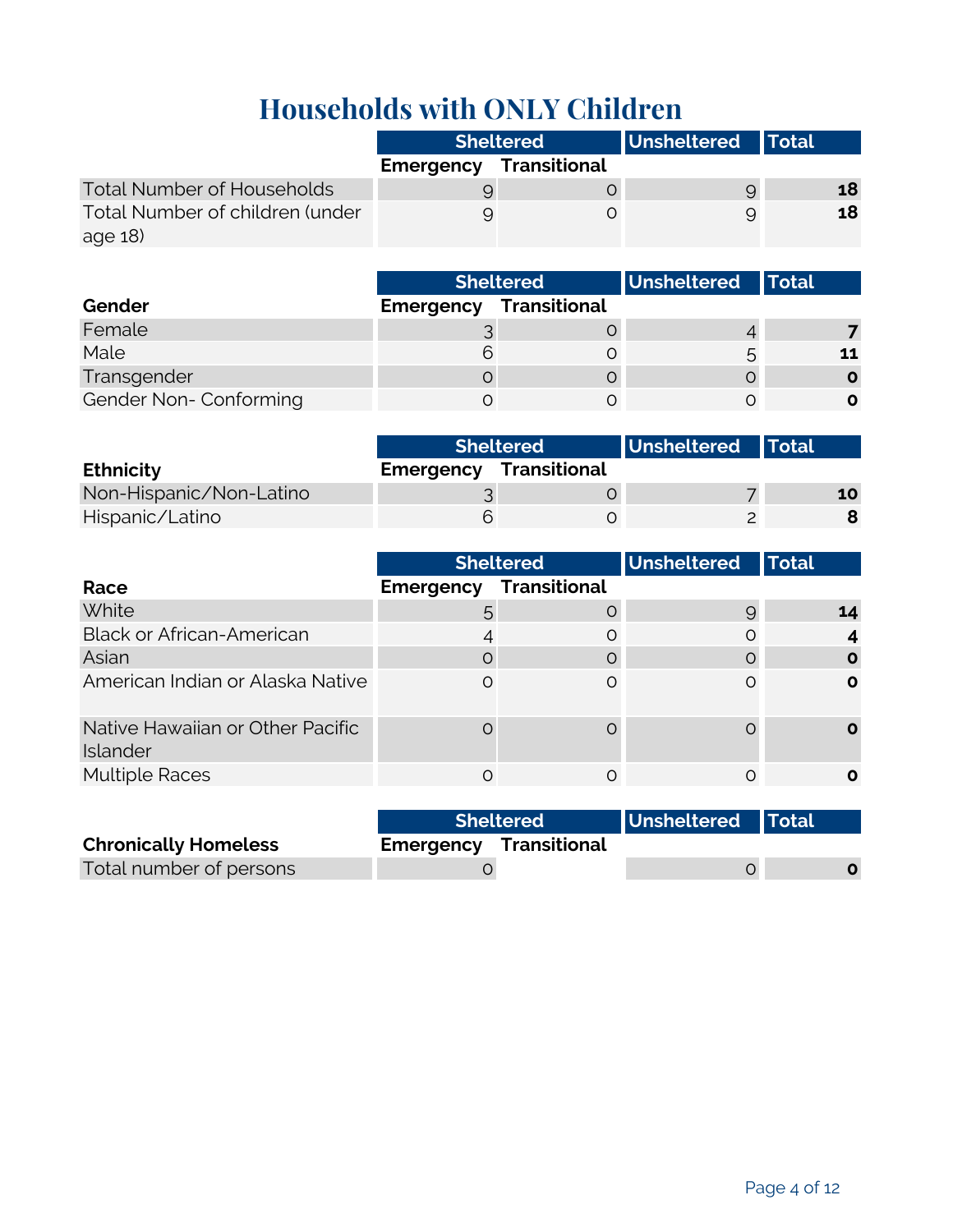# Households with ONLY Children

| | Sheltered | | Unsheltered | Total |
|---|---|---|---|---|
| | Emergency | Transitional | | |
| Total Number of Households | 9 | 0 | 9 | **18** |
| Total Number of children (under age 18) | 9 | 0 | 9 | **18** |

| | Sheltered | | Unsheltered | Total |
|---|---|---|---|---|
| **Gender** | Emergency | Transitional | | |
| Female | 3 | 0 | 4 | **7** |
| Male | 6 | 0 | 5 | **11** |
| Transgender | 0 | 0 | 0 | **0** |
| Gender Non- Conforming | 0 | 0 | 0 | **0** |

| | Sheltered | | Unsheltered | Total |
|---|---|---|---|---|
| **Ethnicity** | Emergency | Transitional | | |
| Non-Hispanic/Non-Latino | 3 | 0 | 7 | **10** |
| Hispanic/Latino | 6 | 0 | 2 | **8** |

| | Sheltered | | Unsheltered | Total |
|---|---|---|---|---|
| **Race** | Emergency | Transitional | | |
| White | 5 | 0 | 9 | **14** |
| Black or African-American | 4 | 0 | 0 | **4** |
| Asian | 0 | 0 | 0 | **0** |
| American Indian or Alaska Native | 0 | 0 | 0 | **0** |
| Native Hawaiian or Other Pacific Islander | 0 | 0 | 0 | **0** |
| Multiple Races | 0 | 0 | 0 | **0** |

| | Sheltered | | Unsheltered | Total |
|---|---|---|---|---|
| **Chronically Homeless** | Emergency | Transitional | | |
| Total number of persons | 0 | | 0 | **0** |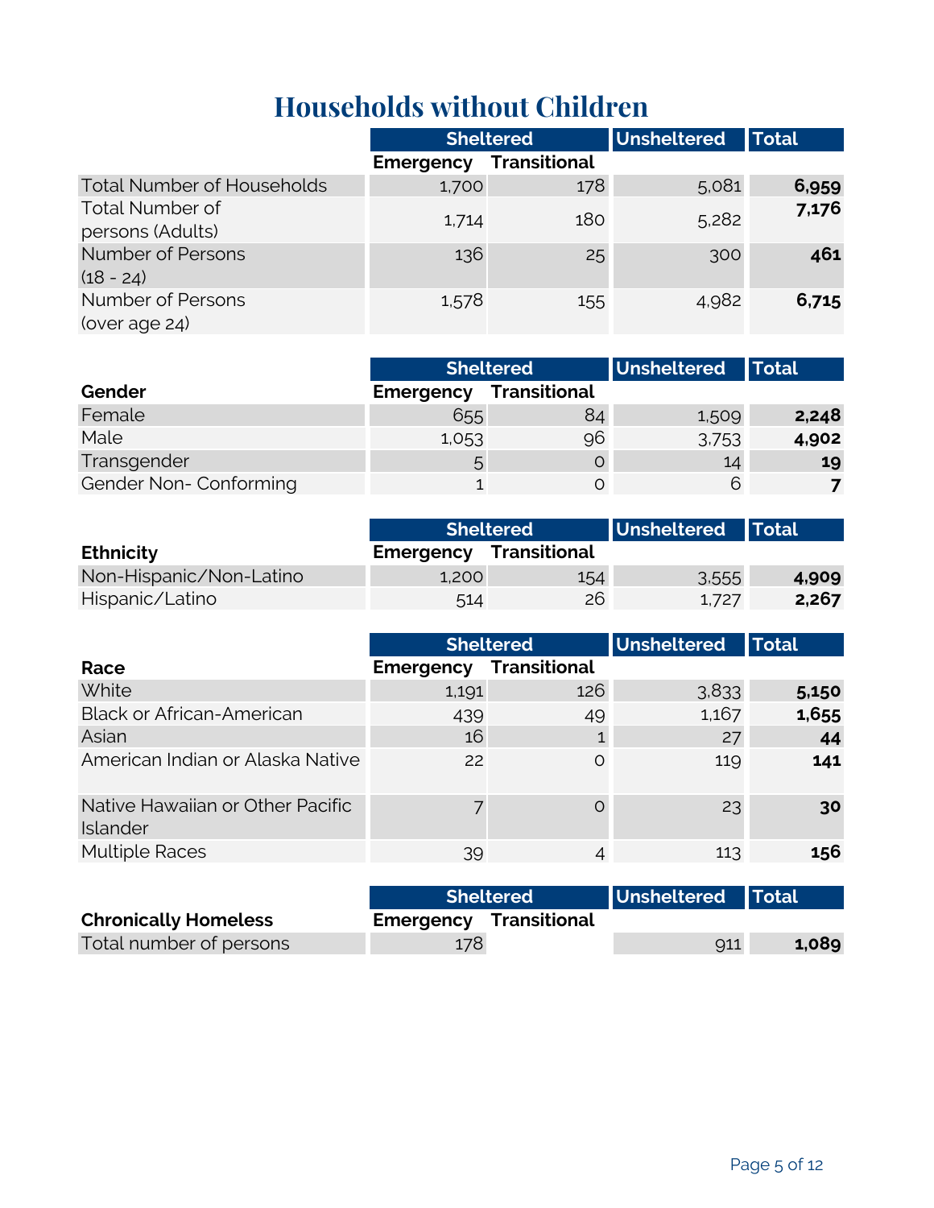# Households without Children

| | Sheltered | | Unsheltered | Total |
|---|---|---|---|---|
| | Emergency | Transitional | | |
| Total Number of Households | 1,700 | 178 | 5,081 | **6,959** |
| Total Number of persons (Adults) | 1,714 | 180 | 5,282 | **7,176** |
| Number of Persons (18 - 24) | 136 | 25 | 300 | **461** |
| Number of Persons (over age 24) | 1,578 | 155 | 4,982 | **6,715** |

| | Sheltered | | Unsheltered | Total |
|---|---|---|---|---|
| **Gender** | Emergency | Transitional | | |
| Female | 655 | 84 | 1,509 | **2,248** |
| Male | 1,053 | 96 | 3,753 | **4,902** |
| Transgender | 5 | 0 | 14 | **19** |
| Gender Non- Conforming | 1 | 0 | 6 | **7** |

| | Sheltered | | Unsheltered | Total |
|---|---|---|---|---|
| **Ethnicity** | Emergency | Transitional | | |
| Non-Hispanic/Non-Latino | 1,200 | 154 | 3,555 | **4,909** |
| Hispanic/Latino | 514 | 26 | 1,727 | **2,267** |

| | Sheltered | | Unsheltered | Total |
|---|---|---|---|---|
| **Race** | Emergency | Transitional | | |
| White | 1,191 | 126 | 3,833 | **5,150** |
| Black or African-American | 439 | 49 | 1,167 | **1,655** |
| Asian | 16 | 1 | 27 | **44** |
| American Indian or Alaska Native | 22 | 0 | 119 | **141** |
| Native Hawaiian or Other Pacific Islander | 7 | 0 | 23 | **30** |
| Multiple Races | 39 | 4 | 113 | **156** |

| | Sheltered | | Unsheltered | Total |
|---|---|---|---|---|
| **Chronically Homeless** | Emergency | Transitional | | |
| Total number of persons | 178 | | 911 | **1,089** |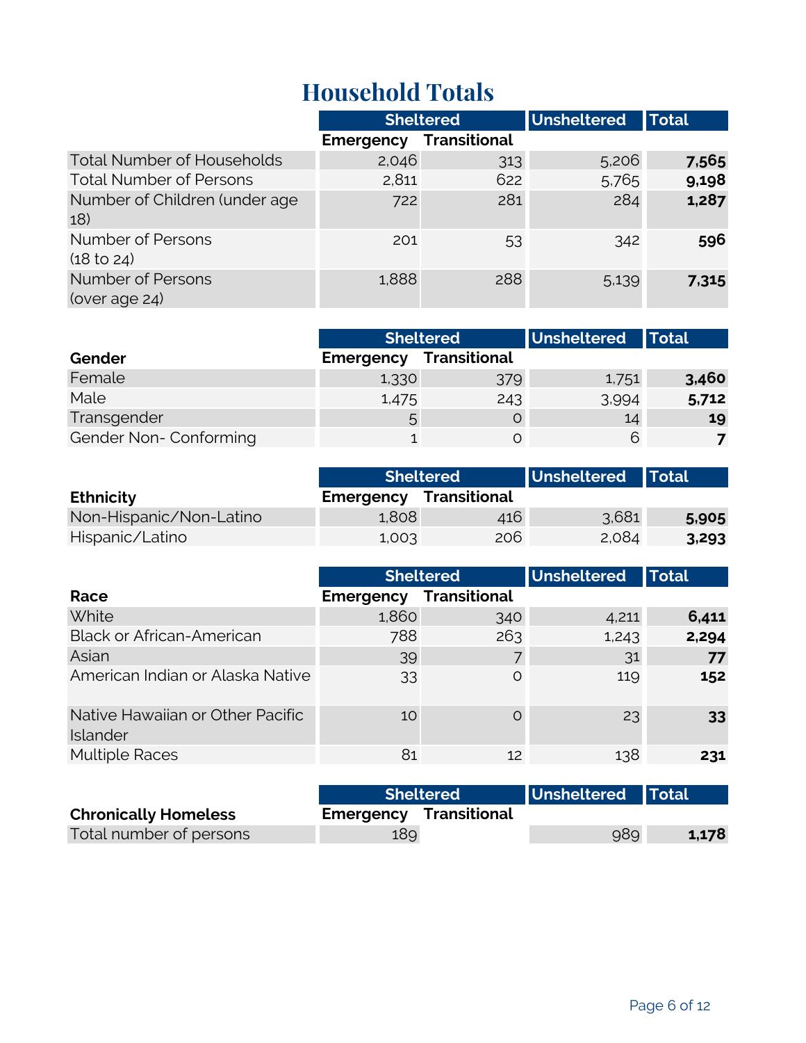# Household Totals

| | Sheltered | | Unsheltered | Total |
|---|---|---|---|---|
| | Emergency | Transitional | | |
| Total Number of Households | 2,046 | 313 | 5,206 | **7,565** |
| Total Number of Persons | 2,811 | 622 | 5,765 | **9,198** |
| Number of Children (under age 18) | 722 | 281 | 284 | **1,287** |
| Number of Persons (18 to 24) | 201 | 53 | 342 | **596** |
| Number of Persons (over age 24) | 1,888 | 288 | 5,139 | **7,315** |

| | Sheltered | | Unsheltered | Total |
|---|---|---|---|---|
| **Gender** | Emergency | Transitional | | |
| Female | 1,330 | 379 | 1,751 | **3,460** |
| Male | 1,475 | 243 | 3,994 | **5,712** |
| Transgender | 5 | 0 | 14 | **19** |
| Gender Non- Conforming | 1 | 0 | 6 | **7** |

| | Sheltered | | Unsheltered | Total |
|---|---|---|---|---|
| **Ethnicity** | Emergency | Transitional | | |
| Non-Hispanic/Non-Latino | 1,808 | 416 | 3,681 | **5,905** |
| Hispanic/Latino | 1,003 | 206 | 2,084 | **3,293** |

| | Sheltered | | Unsheltered | Total |
|---|---|---|---|---|
| **Race** | Emergency | Transitional | | |
| White | 1,860 | 340 | 4,211 | **6,411** |
| Black or African-American | 788 | 263 | 1,243 | **2,294** |
| Asian | 39 | 7 | 31 | **77** |
| American Indian or Alaska Native | 33 | 0 | 119 | **152** |
| Native Hawaiian or Other Pacific Islander | 10 | 0 | 23 | **33** |
| Multiple Races | 81 | 12 | 138 | **231** |

| | Sheltered | | Unsheltered | Total |
|---|---|---|---|---|
| **Chronically Homeless** | Emergency | Transitional | | |
| Total number of persons | 189 | | 989 | **1,178** |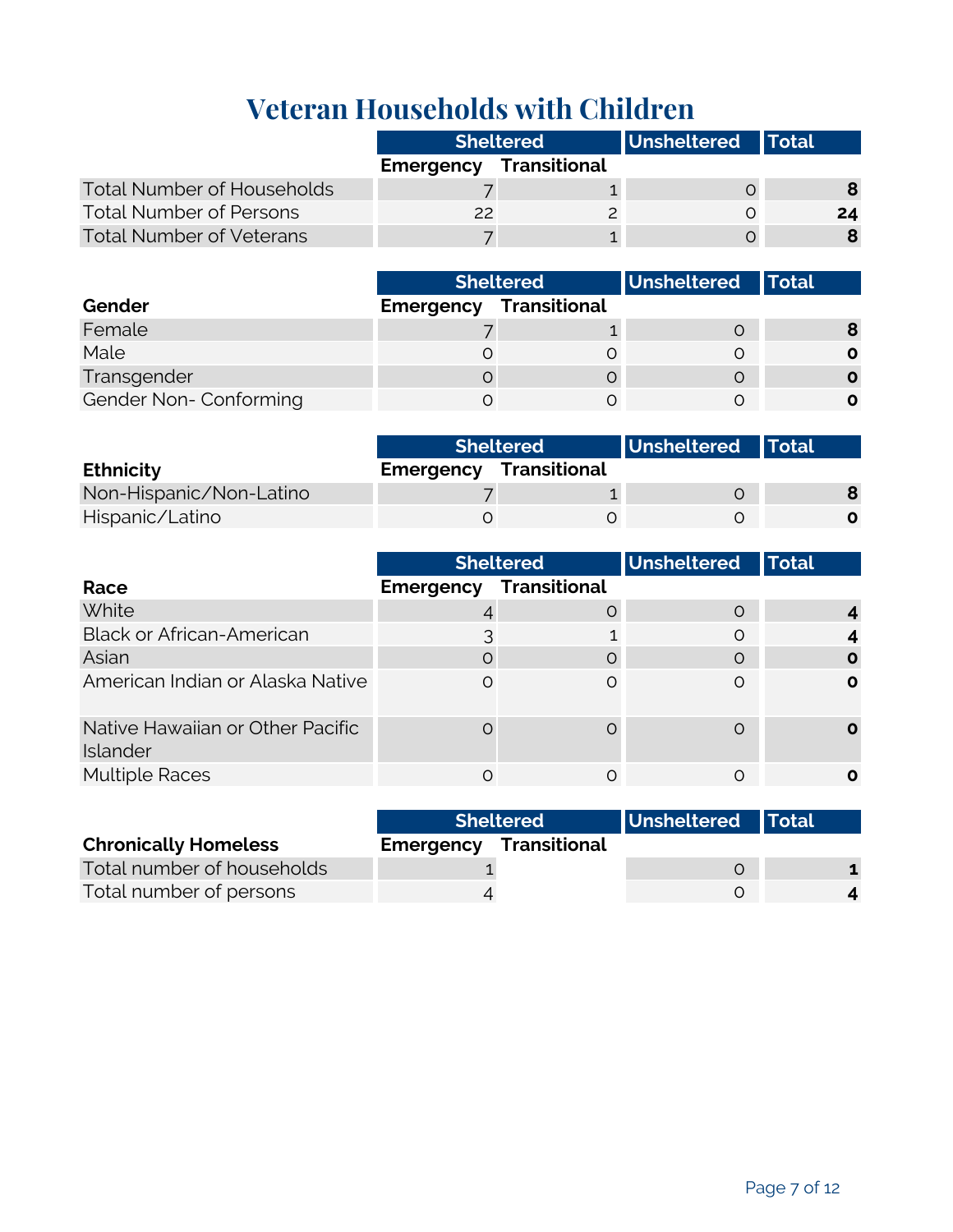# Veteran Households with Children

| | Sheltered | | Unsheltered | Total |
|---|---|---|---|---|
| | Emergency | Transitional | | |
| Total Number of Households | 7 | 1 | 0 | **8** |
| Total Number of Persons | 22 | 2 | 0 | **24** |
| Total Number of Veterans | 7 | 1 | 0 | **8** |

| | Sheltered | | Unsheltered | Total |
|---|---|---|---|---|
| **Gender** | Emergency | Transitional | | |
| Female | 7 | 1 | 0 | **8** |
| Male | 0 | 0 | 0 | **0** |
| Transgender | 0 | 0 | 0 | **0** |
| Gender Non- Conforming | 0 | 0 | 0 | **0** |

| | Sheltered | | Unsheltered | Total |
|---|---|---|---|---|
| **Ethnicity** | Emergency | Transitional | | |
| Non-Hispanic/Non-Latino | 7 | 1 | 0 | **8** |
| Hispanic/Latino | 0 | 0 | 0 | **0** |

| | Sheltered | | Unsheltered | Total |
|---|---|---|---|---|
| **Race** | Emergency | Transitional | | |
| White | 4 | 0 | 0 | **4** |
| Black or African-American | 3 | 1 | 0 | **4** |
| Asian | 0 | 0 | 0 | **0** |
| American Indian or Alaska Native | 0 | 0 | 0 | **0** |
| Native Hawaiian or Other Pacific Islander | 0 | 0 | 0 | **0** |
| Multiple Races | 0 | 0 | 0 | **0** |

| | Sheltered | | Unsheltered | Total |
|---|---|---|---|---|
| **Chronically Homeless** | Emergency | Transitional | | |
| Total number of households | 1 | | 0 | **1** |
| Total number of persons | 4 | | 0 | **4** |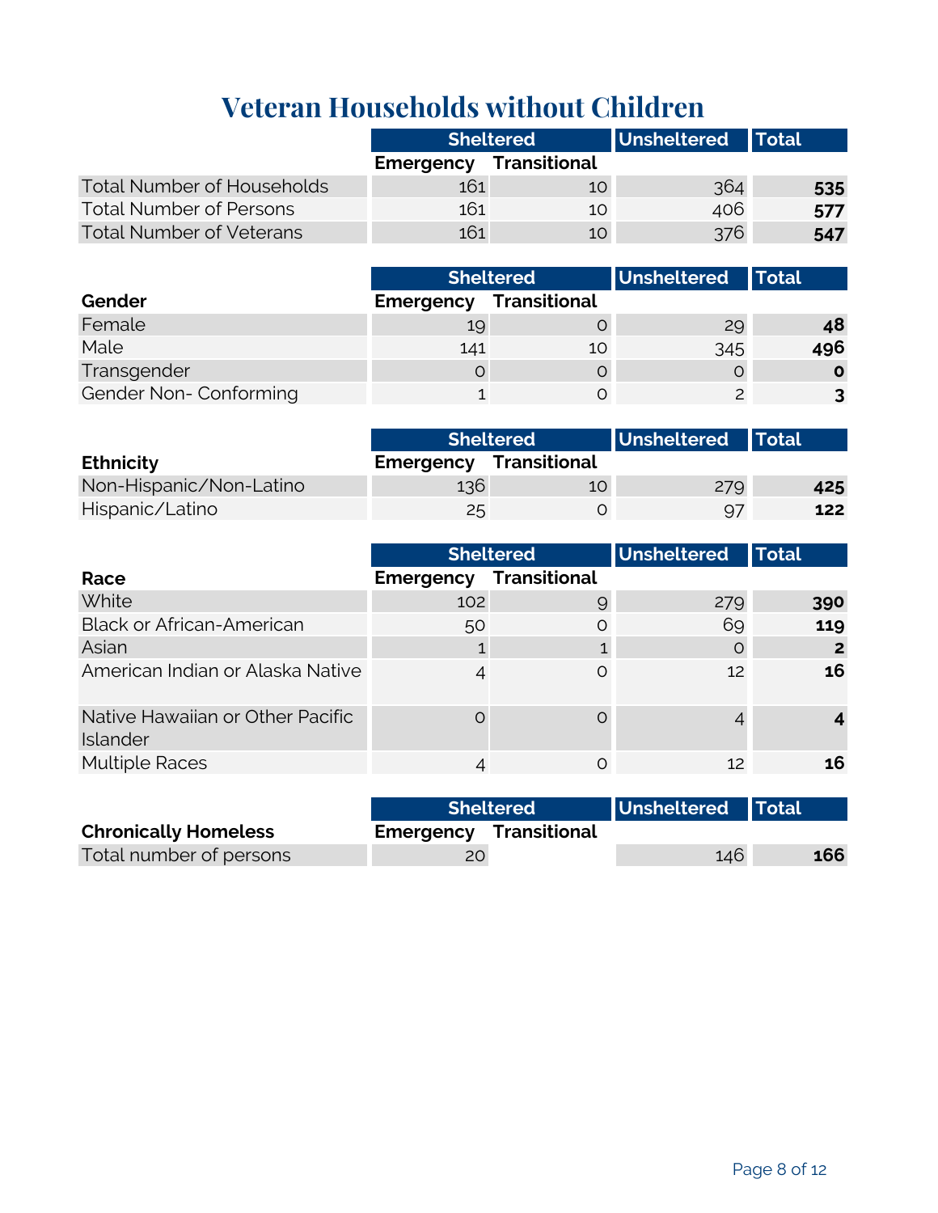# Veteran Households without Children

| | Sheltered | | Unsheltered | Total |
|---|---|---|---|---|
| | Emergency | Transitional | | |
| Total Number of Households | 161 | 10 | 364 | **535** |
| Total Number of Persons | 161 | 10 | 406 | **577** |
| Total Number of Veterans | 161 | 10 | 376 | **547** |

| | Sheltered | | Unsheltered | Total |
|---|---|---|---|---|
| **Gender** | Emergency | Transitional | | |
| Female | 19 | 0 | 29 | **48** |
| Male | 141 | 10 | 345 | **496** |
| Transgender | 0 | 0 | 0 | **0** |
| Gender Non- Conforming | 1 | 0 | 2 | **3** |

| | Sheltered | | Unsheltered | Total |
|---|---|---|---|---|
| **Ethnicity** | Emergency | Transitional | | |
| Non-Hispanic/Non-Latino | 136 | 10 | 279 | **425** |
| Hispanic/Latino | 25 | 0 | 97 | **122** |

| | Sheltered | | Unsheltered | Total |
|---|---|---|---|---|
| **Race** | Emergency | Transitional | | |
| White | 102 | 9 | 279 | **390** |
| Black or African-American | 50 | 0 | 69 | **119** |
| Asian | 1 | 1 | 0 | **2** |
| American Indian or Alaska Native | 4 | 0 | 12 | **16** |
| Native Hawaiian or Other Pacific Islander | 0 | 0 | 4 | **4** |
| Multiple Races | 4 | 0 | 12 | **16** |

| | Sheltered | | Unsheltered | Total |
|---|---|---|---|---|
| **Chronically Homeless** | Emergency | Transitional | | |
| Total number of persons | 20 | | 146 | **166** |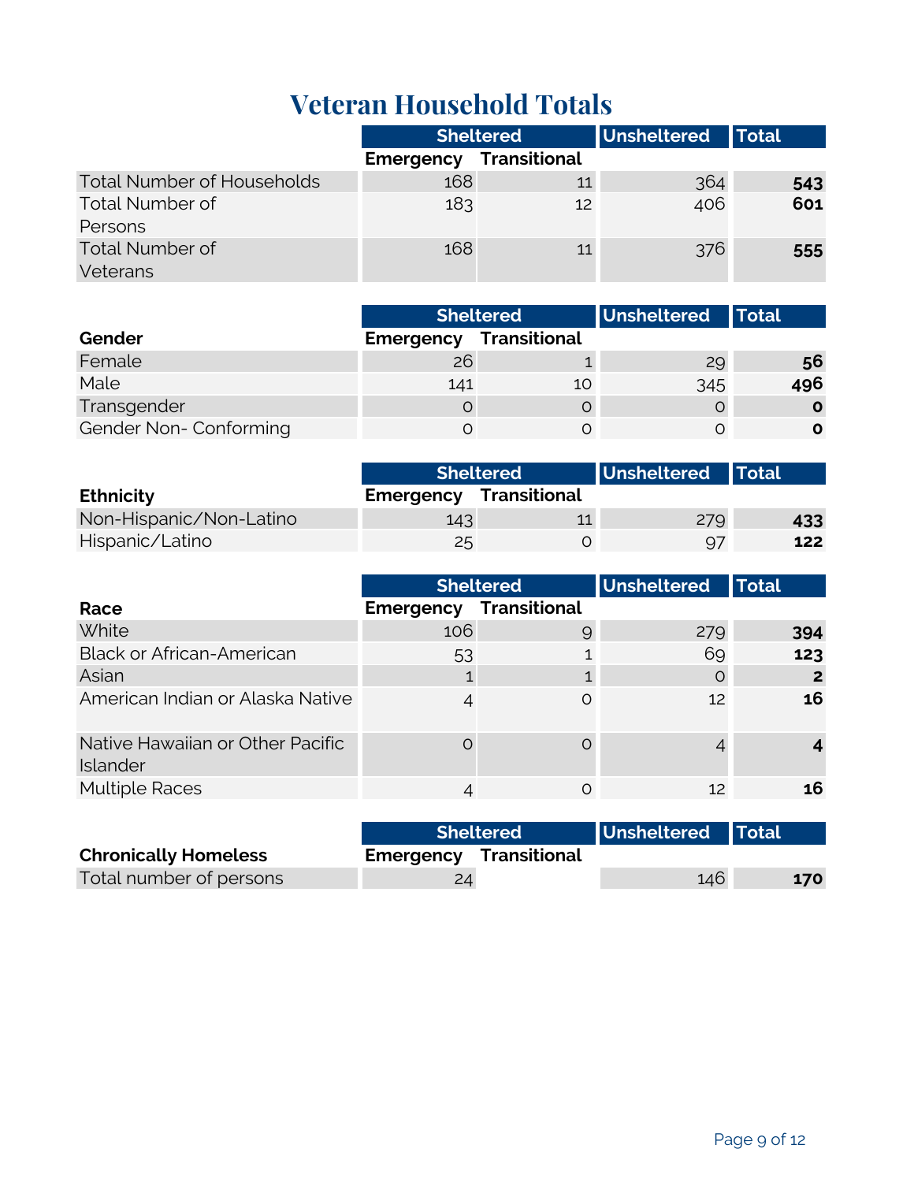# Veteran Household Totals

| | Sheltered | | Unsheltered | Total |
|---|---|---|---|---|
| | Emergency | Transitional | | |
| Total Number of Households | 168 | 11 | 364 | **543** |
| Total Number of Persons | 183 | 12 | 406 | **601** |
| Total Number of Veterans | 168 | 11 | 376 | **555** |

| | Sheltered | | Unsheltered | Total |
|---|---|---|---|---|
| **Gender** | Emergency | Transitional | | |
| Female | 26 | 1 | 29 | **56** |
| Male | 141 | 10 | 345 | **496** |
| Transgender | 0 | 0 | 0 | **0** |
| Gender Non- Conforming | 0 | 0 | 0 | **0** |

| | Sheltered | | Unsheltered | Total |
|---|---|---|---|---|
| **Ethnicity** | Emergency | Transitional | | |
| Non-Hispanic/Non-Latino | 143 | 11 | 279 | **433** |
| Hispanic/Latino | 25 | 0 | 97 | **122** |

| | Sheltered | | Unsheltered | Total |
|---|---|---|---|---|
| **Race** | Emergency | Transitional | | |
| White | 106 | 9 | 279 | **394** |
| Black or African-American | 53 | 1 | 69 | **123** |
| Asian | 1 | 1 | 0 | **2** |
| American Indian or Alaska Native | 4 | 0 | 12 | **16** |
| Native Hawaiian or Other Pacific Islander | 0 | 0 | 4 | **4** |
| Multiple Races | 4 | 0 | 12 | **16** |

| | Sheltered | | Unsheltered | Total |
|---|---|---|---|---|
| **Chronically Homeless** | Emergency | Transitional | | |
| Total number of persons | 24 | | 146 | **170** |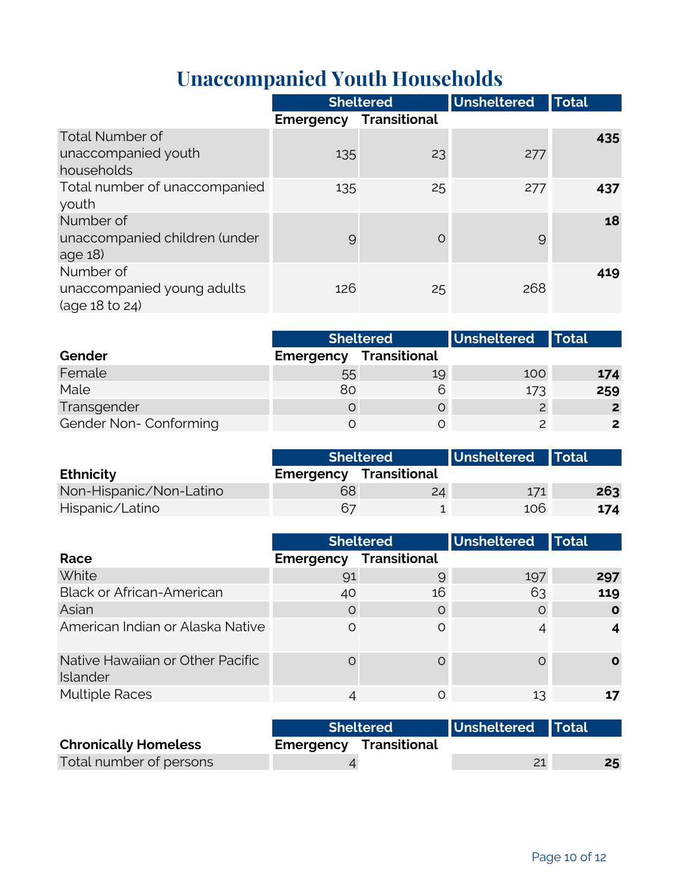# Unaccompanied Youth Households

| | Sheltered | | Unsheltered | Total |
|---|---|---|---|---|
| | Emergency | Transitional | | |
| Total Number of unaccompanied youth households | 135 | 23 | 277 | **435** |
| Total number of unaccompanied youth | 135 | 25 | 277 | **437** |
| Number of unaccompanied children (under age 18) | 9 | 0 | 9 | **18** |
| Number of unaccompanied young adults (age 18 to 24) | 126 | 25 | 268 | **419** |

| | Sheltered | | Unsheltered | Total |
|---|---|---|---|---|
| **Gender** | Emergency | Transitional | | |
| Female | 55 | 19 | 100 | **174** |
| Male | 80 | 6 | 173 | **259** |
| Transgender | 0 | 0 | 2 | **2** |
| Gender Non- Conforming | 0 | 0 | 2 | **2** |

| | Sheltered | | Unsheltered | Total |
|---|---|---|---|---|
| **Ethnicity** | Emergency | Transitional | | |
| Non-Hispanic/Non-Latino | 68 | 24 | 171 | **263** |
| Hispanic/Latino | 67 | 1 | 106 | **174** |

| | Sheltered | | Unsheltered | Total |
|---|---|---|---|---|
| **Race** | Emergency | Transitional | | |
| White | 91 | 9 | 197 | **297** |
| Black or African-American | 40 | 16 | 63 | **119** |
| Asian | 0 | 0 | 0 | **0** |
| American Indian or Alaska Native | 0 | 0 | 4 | **4** |
| Native Hawaiian or Other Pacific Islander | 0 | 0 | 0 | **0** |
| Multiple Races | 4 | 0 | 13 | **17** |

| | Sheltered | | Unsheltered | Total |
|---|---|---|---|---|
| **Chronically Homeless** | Emergency | Transitional | | |
| Total number of persons | 4 | | 21 | **25** |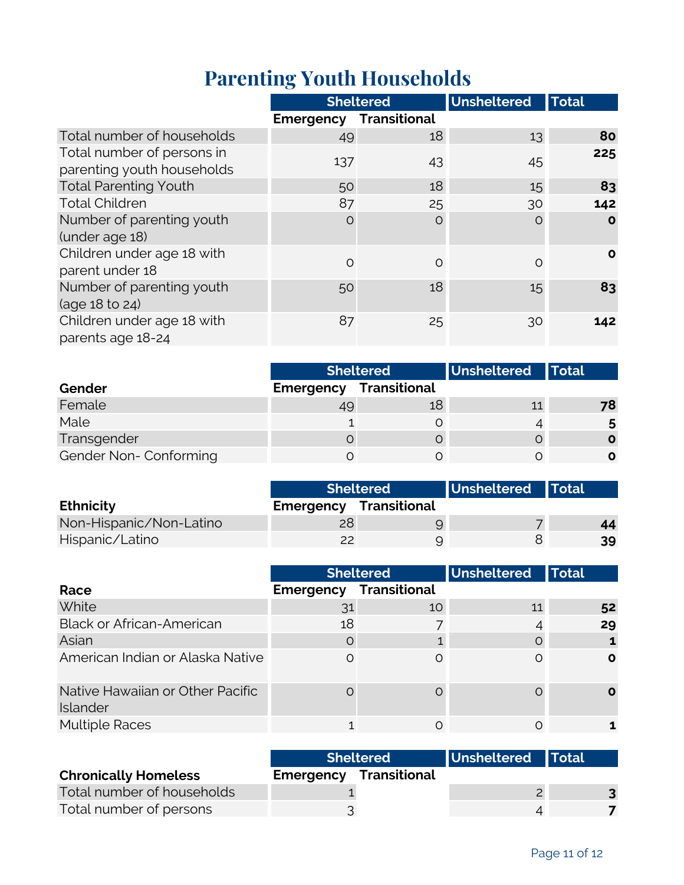# Parenting Youth Households

| | Sheltered | | Unsheltered | Total |
|---|---|---|---|---|
| | Emergency | Transitional | | |
| Total number of households | 49 | 18 | 13 | **80** |
| Total number of persons in parenting youth households | 137 | 43 | 45 | **225** |
| Total Parenting Youth | 50 | 18 | 15 | **83** |
| Total Children | 87 | 25 | 30 | **142** |
| Number of parenting youth (under age 18) | 0 | 0 | 0 | **0** |
| Children under age 18 with parent under 18 | 0 | 0 | 0 | **0** |
| Number of parenting youth (age 18 to 24) | 50 | 18 | 15 | **83** |
| Children under age 18 with parents age 18-24 | 87 | 25 | 30 | **142** |

| | Sheltered | | Unsheltered | Total |
|---|---|---|---|---|
| **Gender** | Emergency | Transitional | | |
| Female | 49 | 18 | 11 | **78** |
| Male | 1 | 0 | 4 | **5** |
| Transgender | 0 | 0 | 0 | **0** |
| Gender Non- Conforming | 0 | 0 | 0 | **0** |

| | Sheltered | | Unsheltered | Total |
|---|---|---|---|---|
| **Ethnicity** | Emergency | Transitional | | |
| Non-Hispanic/Non-Latino | 28 | 9 | 7 | **44** |
| Hispanic/Latino | 22 | 9 | 8 | **39** |

| | Sheltered | | Unsheltered | Total |
|---|---|---|---|---|
| **Race** | Emergency | Transitional | | |
| White | 31 | 10 | 11 | **52** |
| Black or African-American | 18 | 7 | 4 | **29** |
| Asian | 0 | 1 | 0 | **1** |
| American Indian or Alaska Native | 0 | 0 | 0 | **0** |
| Native Hawaiian or Other Pacific Islander | 0 | 0 | 0 | **0** |
| Multiple Races | 1 | 0 | 0 | **1** |

| | Sheltered | | Unsheltered | Total |
|---|---|---|---|---|
| **Chronically Homeless** | Emergency | Transitional | | |
| Total number of households | 1 | | 2 | **3** |
| Total number of persons | 3 | | 4 | **7** |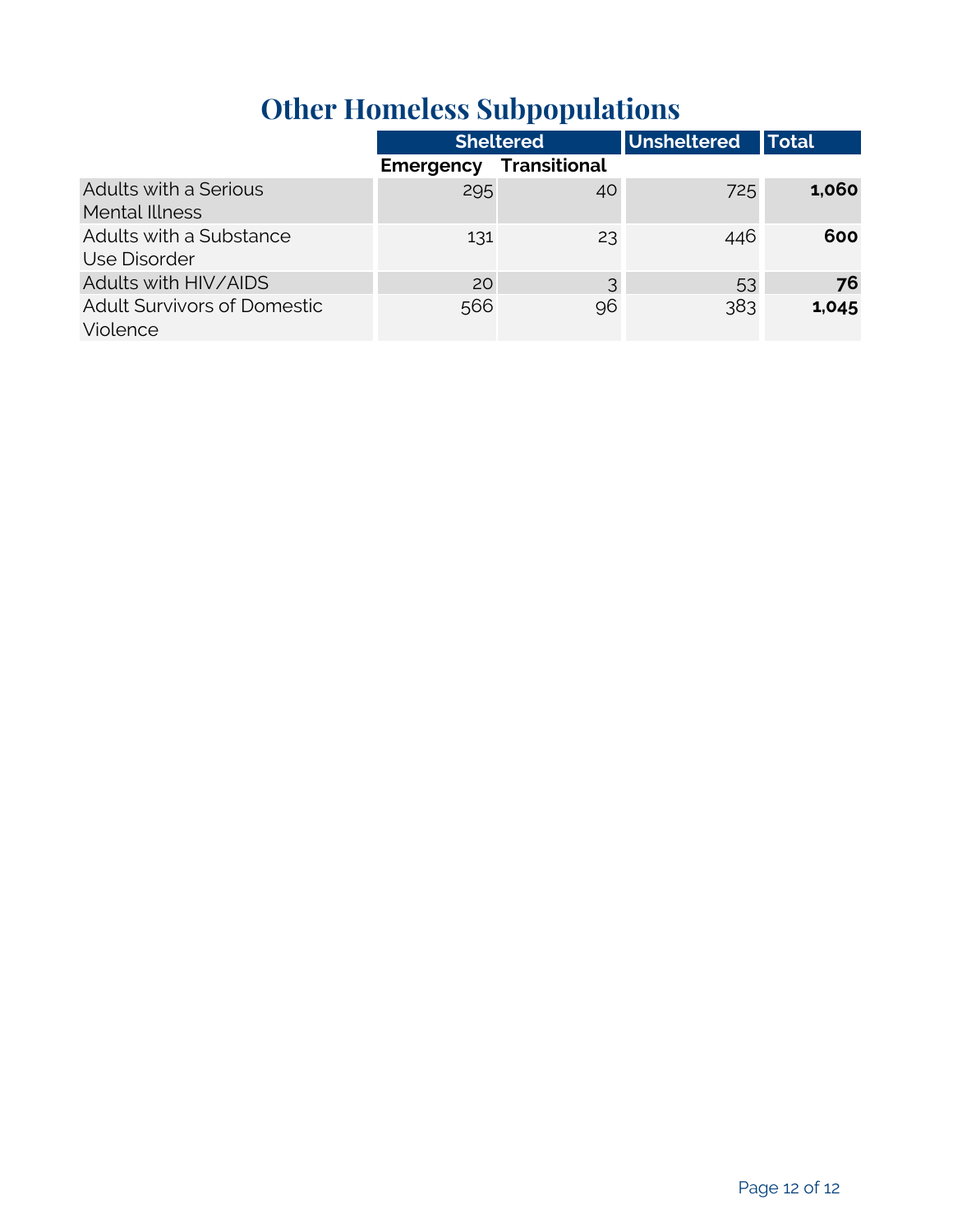# Other Homeless Subpopulations

| | Sheltered | | Unsheltered | Total |
|---|---|---|---|---|
| | Emergency | Transitional | | |
| Adults with a Serious Mental Illness | 295 | 40 | 725 | **1,060** |
| Adults with a Substance Use Disorder | 131 | 23 | 446 | **600** |
| Adults with HIV/AIDS | 20 | 3 | 53 | **76** |
| Adult Survivors of Domestic Violence | 566 | 96 | 383 | **1,045** |